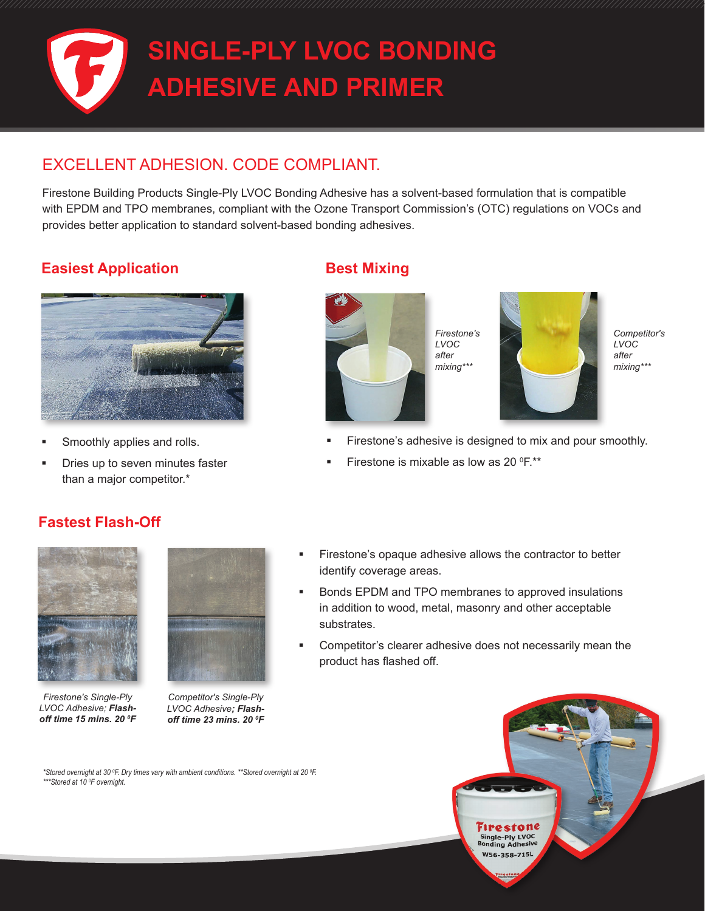# SINGLE-PLY LVOC BONDING ADHESIVE AND PRIMER

## EXCELLENT ADHESION. CODE COMPLIANT.

Firestone Building Products Single-Ply LVOC Bonding Adhesive has a solvent-based formulation that is compatible with EPDM and TPO membranes, compliant with the Ozone Transport Commission's (OTC) regulations on VOCs and provides better application to standard solvent-based bonding adhesives.

### Easiest Application

- Smoothly applies and rolls.
- Dries up to seven minutes faster than a major competitor.*

### Best Mixing

*Firestone's LVOC after mixing****

*Competitor's LVOC after mixing****

- Firestone's adhesive is designed to mix and pour smoothly.
- Firestone is mixable as low as 20 °F.**

### Fastest Flash-Off

*Firestone's Single-Ply LVOC Adhesive;* ***Flash-off time 15 mins. 20 °F***

*Competitor's Single-Ply LVOC Adhesive;* ***Flash-off time 23 mins. 20 °F***

- Firestone's opaque adhesive allows the contractor to better identify coverage areas.
- Bonds EPDM and TPO membranes to approved insulations in addition to wood, metal, masonry and other acceptable substrates.
- Competitor's clearer adhesive does not necessarily mean the product has flashed off.

*\*Stored overnight at 30 °F. Dry times vary with ambient conditions. \*\*Stored overnight at 20 °F. \*\*\*Stored at 10 °F overnight.*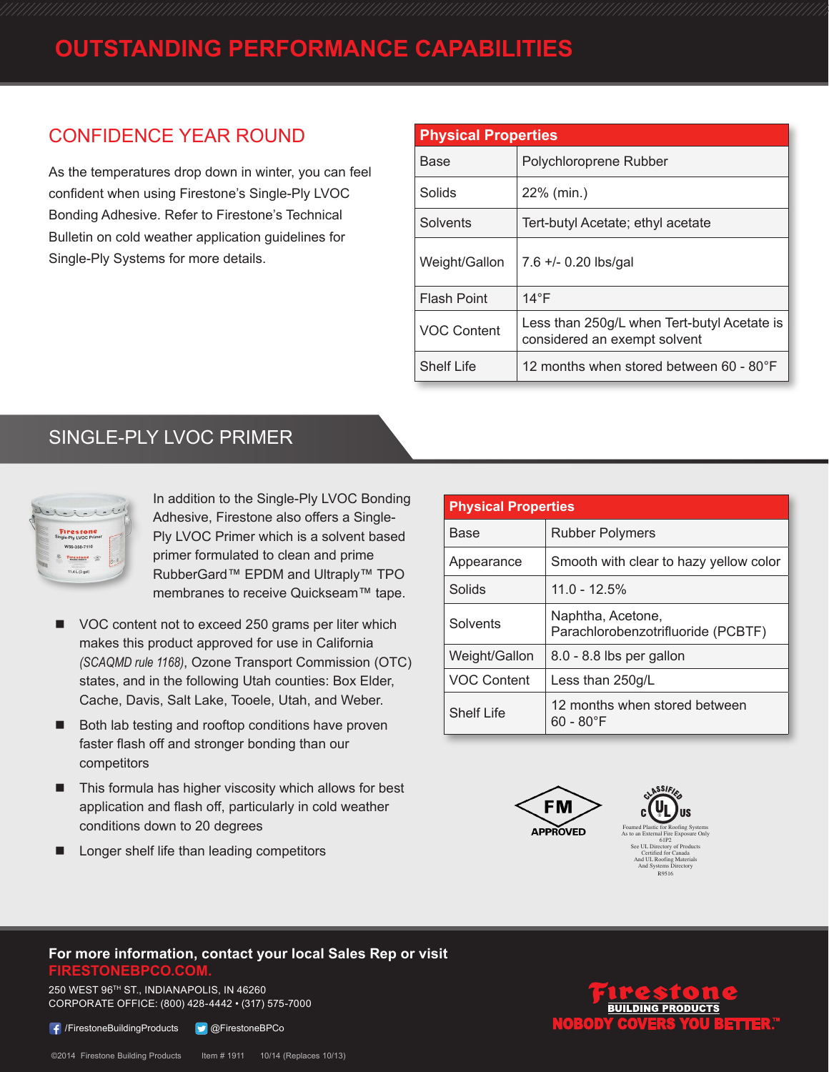# OUTSTANDING PERFORMANCE CAPABILITIES

## CONFIDENCE YEAR ROUND

As the temperatures drop down in winter, you can feel confident when using Firestone's Single-Ply LVOC Bonding Adhesive. Refer to Firestone's Technical Bulletin on cold weather application guidelines for Single-Ply Systems for more details.

| Physical Properties | |
|---|---|
| Base | Polychloroprene Rubber |
| Solids | 22% (min.) |
| Solvents | Tert-butyl Acetate; ethyl acetate |
| Weight/Gallon | 7.6 +/- 0.20 lbs/gal |
| Flash Point | 14°F |
| VOC Content | Less than 250g/L when Tert-butyl Acetate is considered an exempt solvent |
| Shelf Life | 12 months when stored between 60 - 80°F |

## SINGLE-PLY LVOC PRIMER

In addition to the Single-Ply LVOC Bonding Adhesive, Firestone also offers a Single-Ply LVOC Primer which is a solvent based primer formulated to clean and prime RubberGard™ EPDM and Ultraply™ TPO membranes to receive Quickseam™ tape.

- VOC content not to exceed 250 grams per liter which makes this product approved for use in California *(SCAQMD rule 1168)*, Ozone Transport Commission (OTC) states, and in the following Utah counties: Box Elder, Cache, Davis, Salt Lake, Tooele, Utah, and Weber.
- Both lab testing and rooftop conditions have proven faster flash off and stronger bonding than our competitors
- This formula has higher viscosity which allows for best application and flash off, particularly in cold weather conditions down to 20 degrees
- Longer shelf life than leading competitors

| Physical Properties | |
|---|---|
| Base | Rubber Polymers |
| Appearance | Smooth with clear to hazy yellow color |
| Solids | 11.0 - 12.5% |
| Solvents | Naphtha, Acetone, Parachlorobenzotrifluoride (PCBTF) |
| Weight/Gallon | 8.0 - 8.8 lbs per gallon |
| VOC Content | Less than 250g/L |
| Shelf Life | 12 months when stored between 60 - 80°F |

FM APPROVED

CLASSIFIED c UL us
Foamed Plastic for Roofing Systems
As to an External Fire Exposure Only
61P2
See UL Directory of Products
Certified for Canada
And UL Roofing Materials
And Systems Directory
R9516

**For more information, contact your local Sales Rep or visit FIRESTONEBPCO.COM.**

250 WEST 96TH ST., INDIANAPOLIS, IN 46260
CORPORATE OFFICE: (800) 428-4442 • (317) 575-7000

/FirestoneBuildingProducts @FirestoneBPCo

Firestone BUILDING PRODUCTS
NOBODY COVERS YOU BETTER.™

©2014 Firestone Building Products Item # 1911 10/14 (Replaces 10/13)